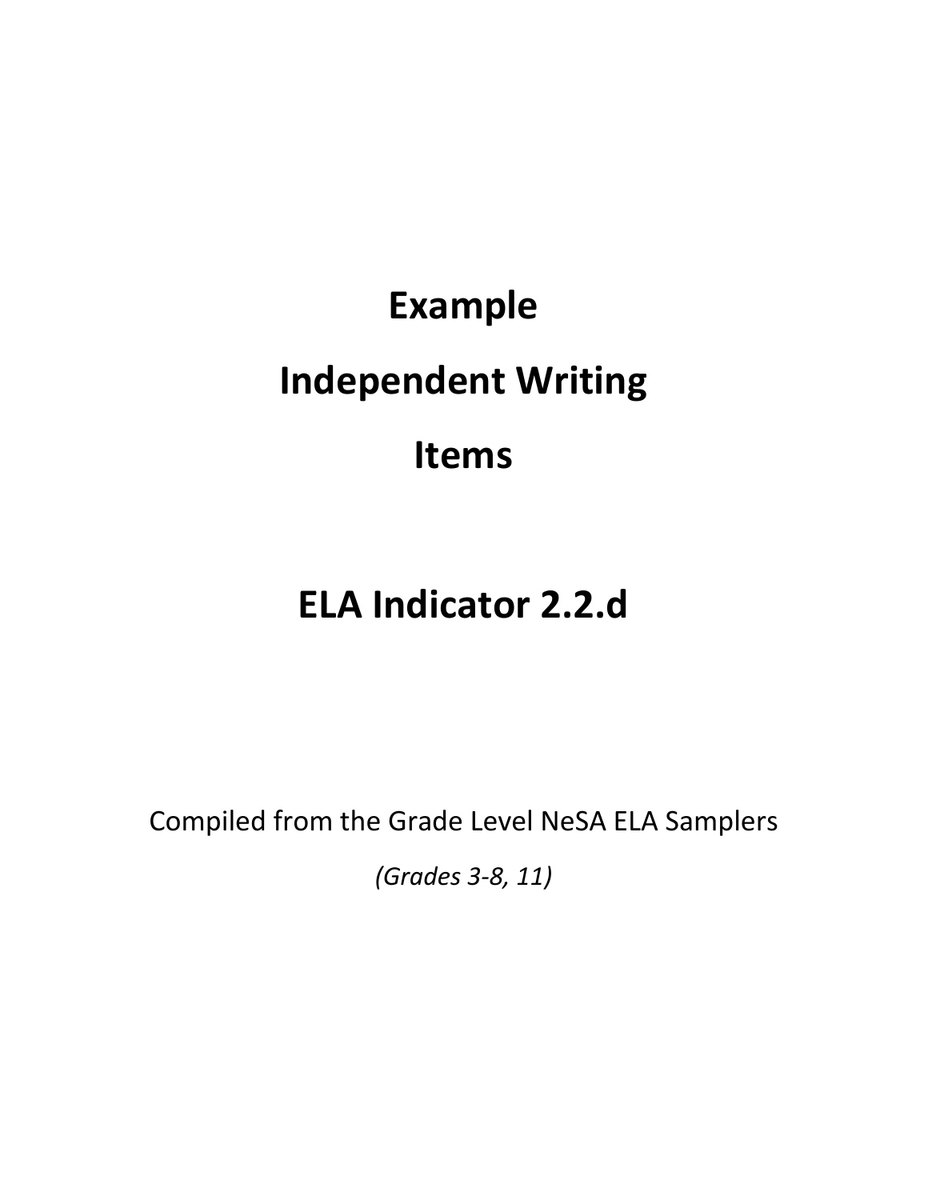# Example

# Independent Writing

# Items

# ELA Indicator 2.2.d

Compiled from the Grade Level NeSA ELA Samplers

*(Grades 3-8, 11)*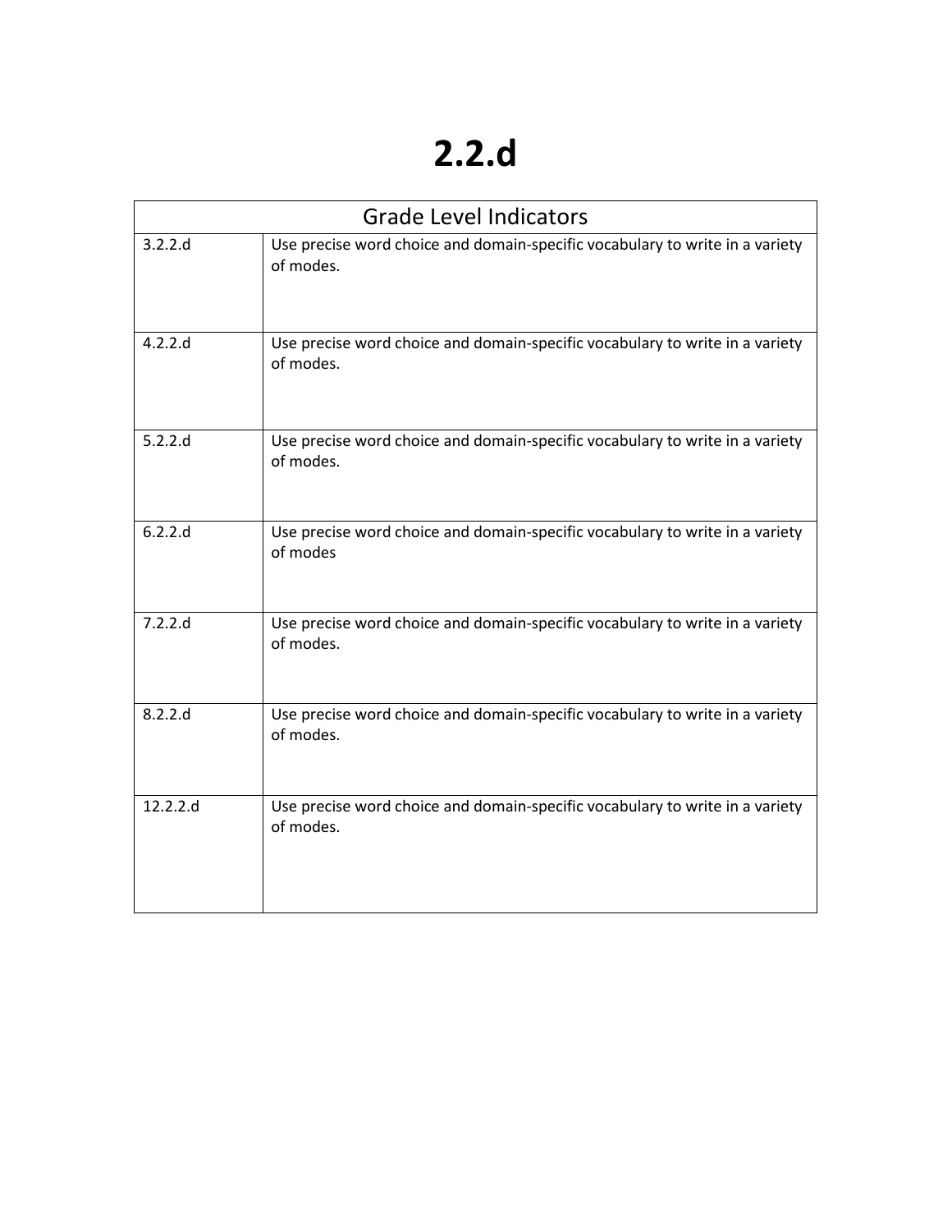# 2.2.d

| Grade Level Indicators | |
|---|---|
| 3.2.2.d | Use precise word choice and domain-specific vocabulary to write in a variety of modes. |
| 4.2.2.d | Use precise word choice and domain-specific vocabulary to write in a variety of modes. |
| 5.2.2.d | Use precise word choice and domain-specific vocabulary to write in a variety of modes. |
| 6.2.2.d | Use precise word choice and domain-specific vocabulary to write in a variety of modes |
| 7.2.2.d | Use precise word choice and domain-specific vocabulary to write in a variety of modes. |
| 8.2.2.d | Use precise word choice and domain-specific vocabulary to write in a variety of modes. |
| 12.2.2.d | Use precise word choice and domain-specific vocabulary to write in a variety of modes. |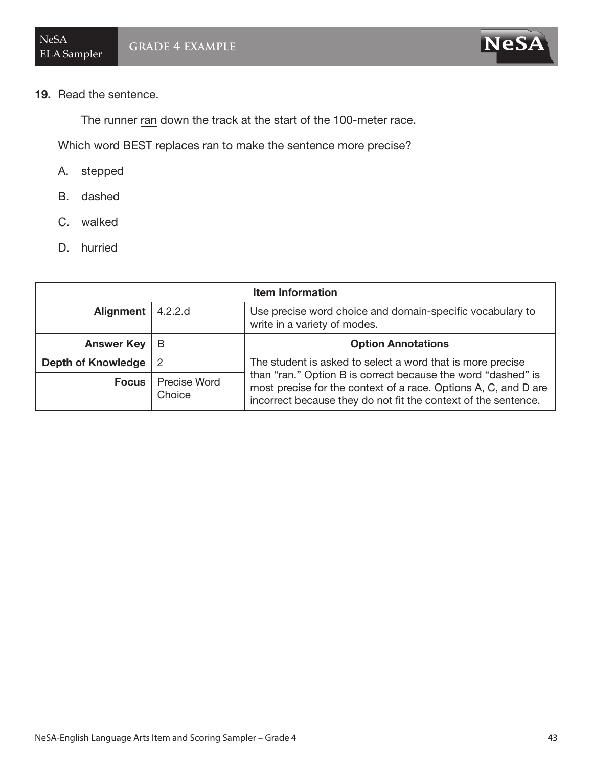**19.** Read the sentence.

The runner <u>ran</u> down the track at the start of the 100-meter race.

Which word BEST replaces <u>ran</u> to make the sentence more precise?

A. stepped

B. dashed

C. walked

D. hurried

| Item Information | | |
|---|---|---|
| **Alignment** | 4.2.2.d | Use precise word choice and domain-specific vocabulary to write in a variety of modes. |
| **Answer Key** | B | **Option Annotations** |
| **Depth of Knowledge** | 2 | The student is asked to select a word that is more precise than "ran." Option B is correct because the word "dashed" is most precise for the context of a race. Options A, C, and D are incorrect because they do not fit the context of the sentence. |
| **Focus** | Precise Word Choice | |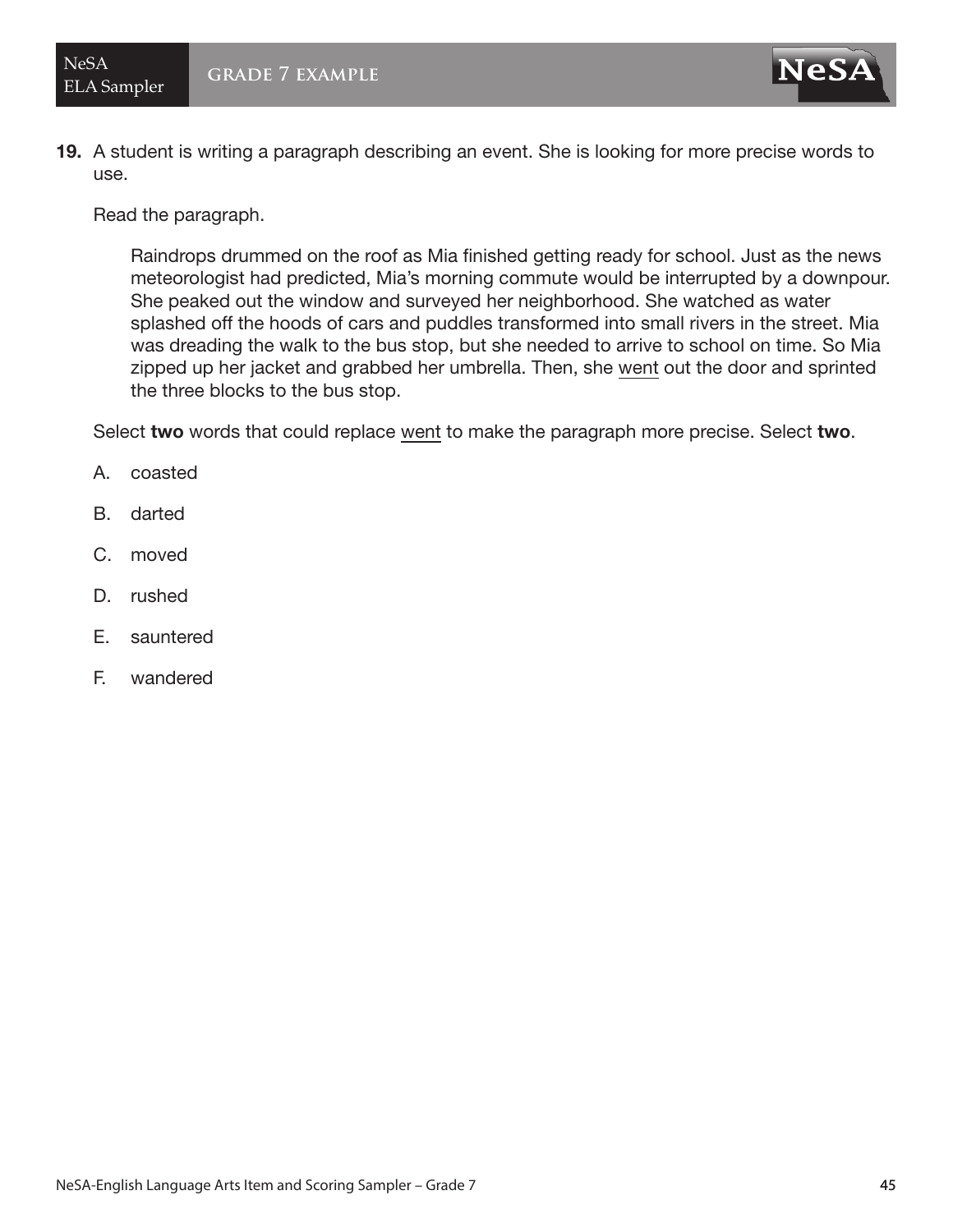**19.** A student is writing a paragraph describing an event. She is looking for more precise words to use.

Read the paragraph.

> Raindrops drummed on the roof as Mia finished getting ready for school. Just as the news meteorologist had predicted, Mia's morning commute would be interrupted by a downpour. She peaked out the window and surveyed her neighborhood. She watched as water splashed off the hoods of cars and puddles transformed into small rivers in the street. Mia was dreading the walk to the bus stop, but she needed to arrive to school on time. So Mia zipped up her jacket and grabbed her umbrella. Then, she <u>went</u> out the door and sprinted the three blocks to the bus stop.

Select **two** words that could replace <u>went</u> to make the paragraph more precise. Select **two**.

A. coasted

B. darted

C. moved

D. rushed

E. sauntered

F. wandered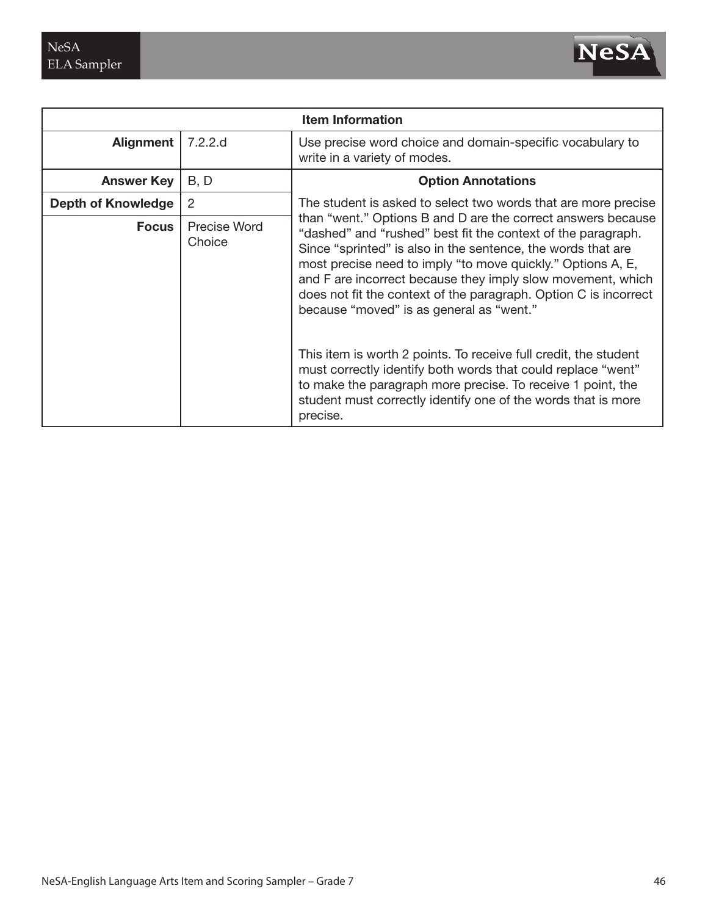| Item Information | | |
|---|---|---|
| **Alignment** | 7.2.2.d | Use precise word choice and domain-specific vocabulary to write in a variety of modes. |
| **Answer Key** | B, D | **Option Annotations** |
| **Depth of Knowledge** | 2 | The student is asked to select two words that are more precise than "went." Options B and D are the correct answers because "dashed" and "rushed" best fit the context of the paragraph. Since "sprinted" is also in the sentence, the words that are most precise need to imply "to move quickly." Options A, E, and F are incorrect because they imply slow movement, which does not fit the context of the paragraph. Option C is incorrect because "moved" is as general as "went."<br><br>This item is worth 2 points. To receive full credit, the student must correctly identify both words that could replace "went" to make the paragraph more precise. To receive 1 point, the student must correctly identify one of the words that is more precise. |
| **Focus** | Precise Word Choice | |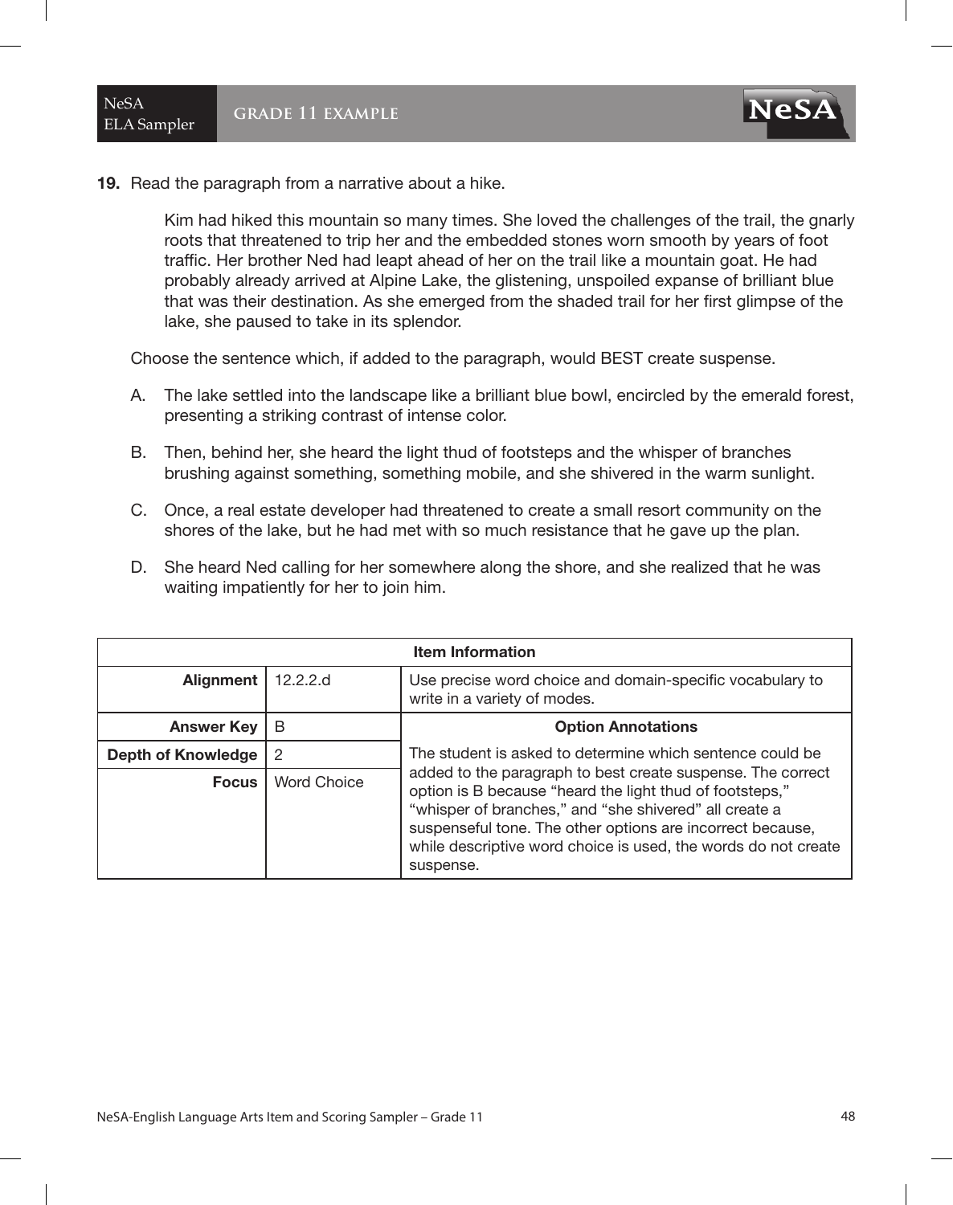**19.** Read the paragraph from a narrative about a hike.

> Kim had hiked this mountain so many times. She loved the challenges of the trail, the gnarly roots that threatened to trip her and the embedded stones worn smooth by years of foot traffic. Her brother Ned had leapt ahead of her on the trail like a mountain goat. He had probably already arrived at Alpine Lake, the glistening, unspoiled expanse of brilliant blue that was their destination. As she emerged from the shaded trail for her first glimpse of the lake, she paused to take in its splendor.

Choose the sentence which, if added to the paragraph, would BEST create suspense.

A. The lake settled into the landscape like a brilliant blue bowl, encircled by the emerald forest, presenting a striking contrast of intense color.

B. Then, behind her, she heard the light thud of footsteps and the whisper of branches brushing against something, something mobile, and she shivered in the warm sunlight.

C. Once, a real estate developer had threatened to create a small resort community on the shores of the lake, but he had met with so much resistance that he gave up the plan.

D. She heard Ned calling for her somewhere along the shore, and she realized that he was waiting impatiently for her to join him.

| Item Information | | |
|---|---|---|
| **Alignment** | 12.2.2.d | Use precise word choice and domain-specific vocabulary to write in a variety of modes. |
| **Answer Key** | B | **Option Annotations** |
| **Depth of Knowledge** | 2 | The student is asked to determine which sentence could be added to the paragraph to best create suspense. The correct option is B because "heard the light thud of footsteps," "whisper of branches," and "she shivered" all create a suspenseful tone. The other options are incorrect because, while descriptive word choice is used, the words do not create suspense. |
| **Focus** | Word Choice | |